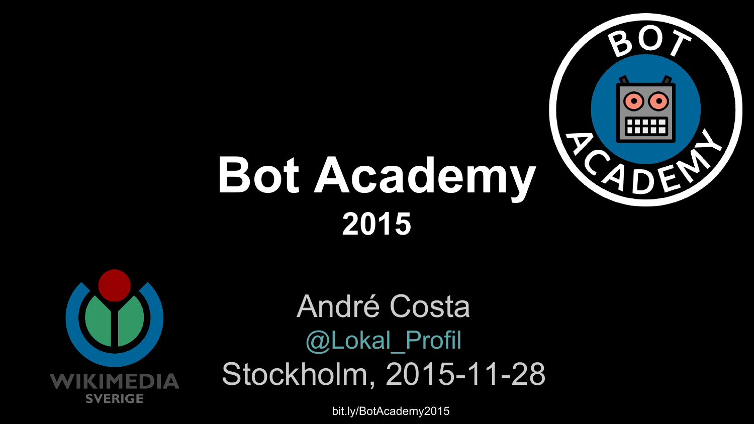# Bot Academy

## 2015

André Costa

@Lokal_Profil

Stockholm, 2015-11-28

bit.ly/BotAcademy2015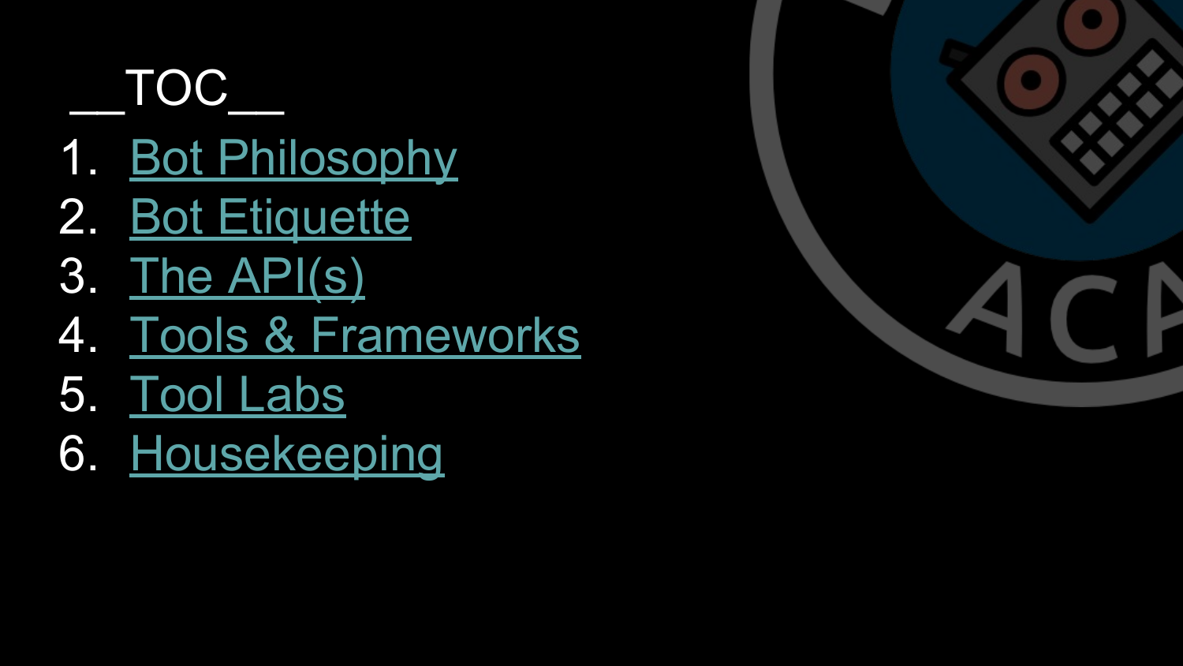# __TOC__

1. Bot Philosophy
2. Bot Etiquette
3. The API(s)
4. Tools & Frameworks
5. Tool Labs
6. Housekeeping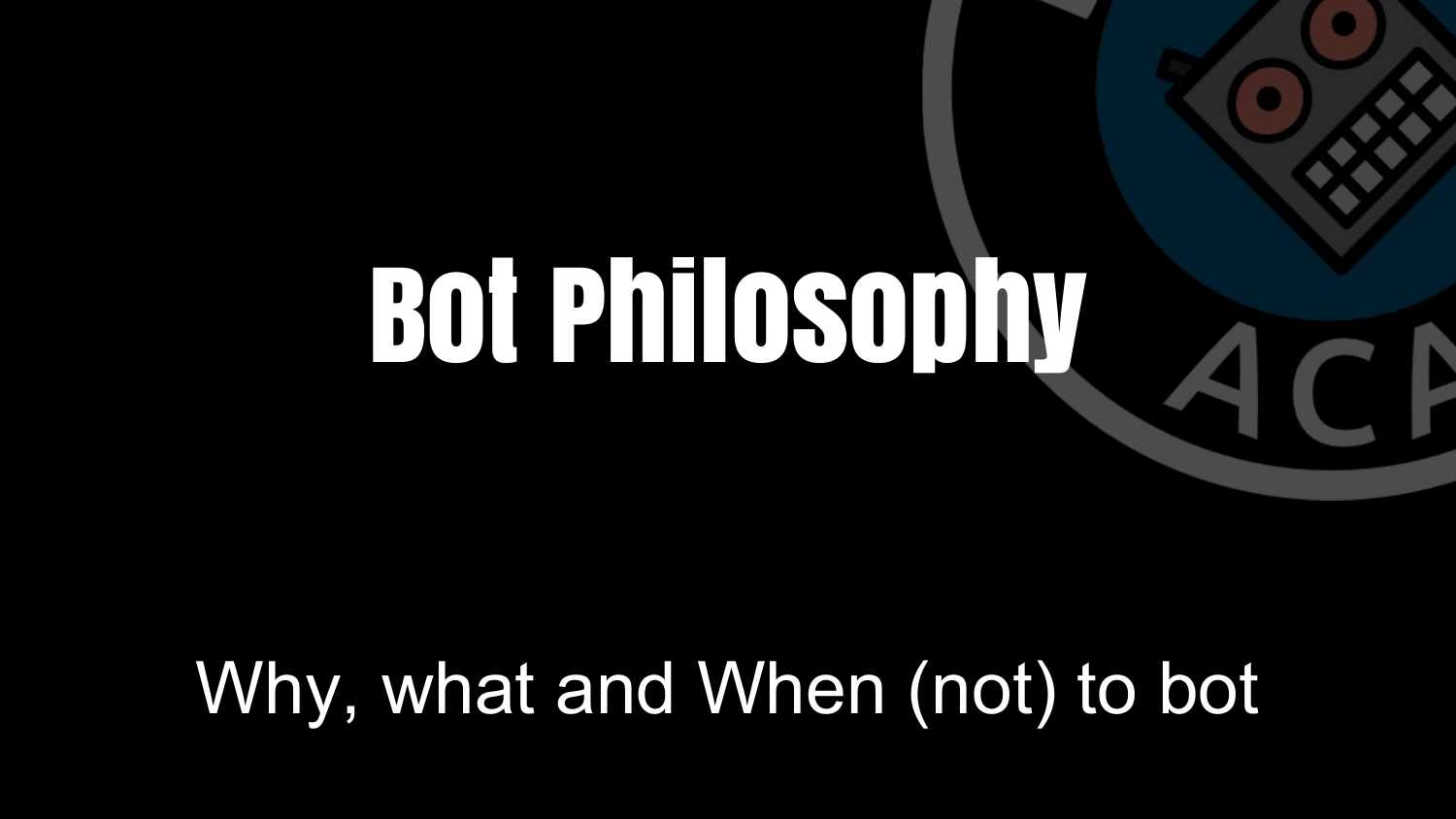# Bot Philosophy

Why, what and When (not) to bot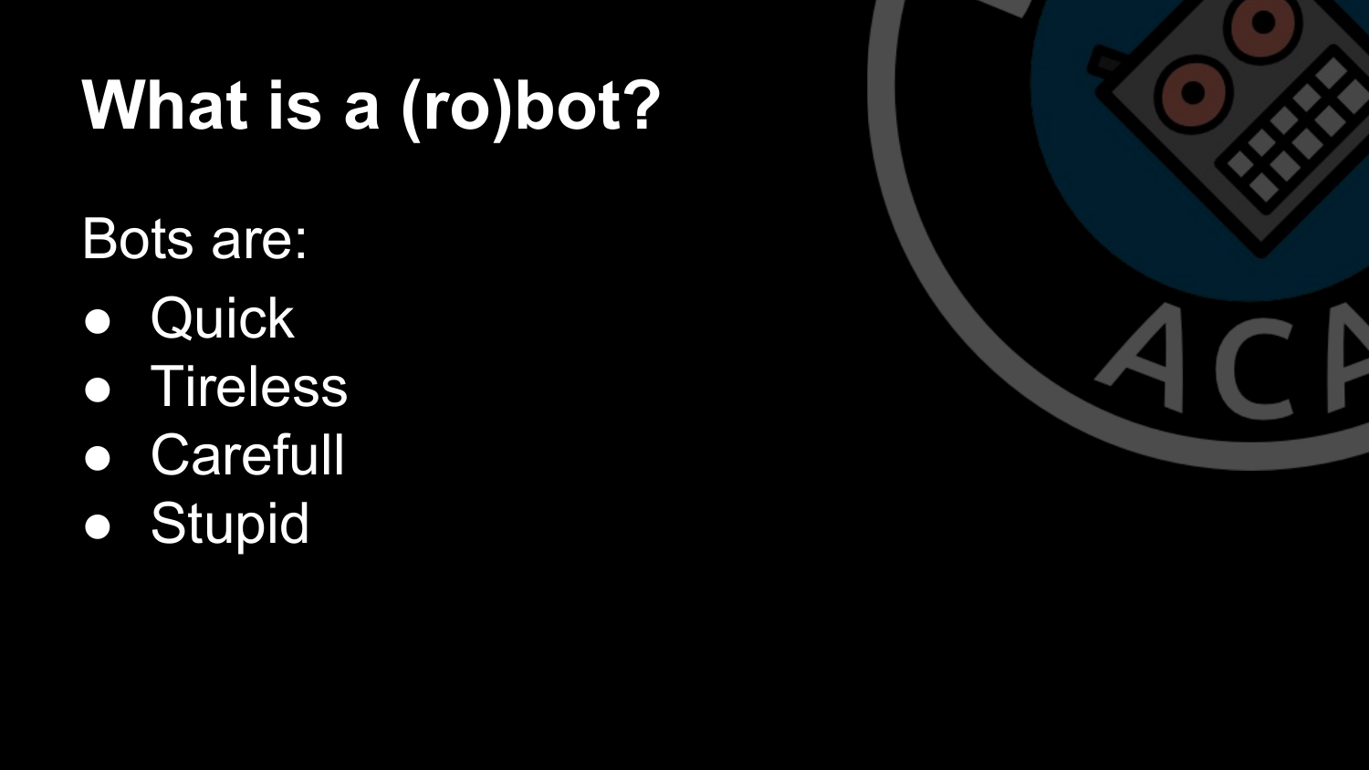# What is a (ro)bot?

Bots are:

- Quick
- Tireless
- Carefull
- Stupid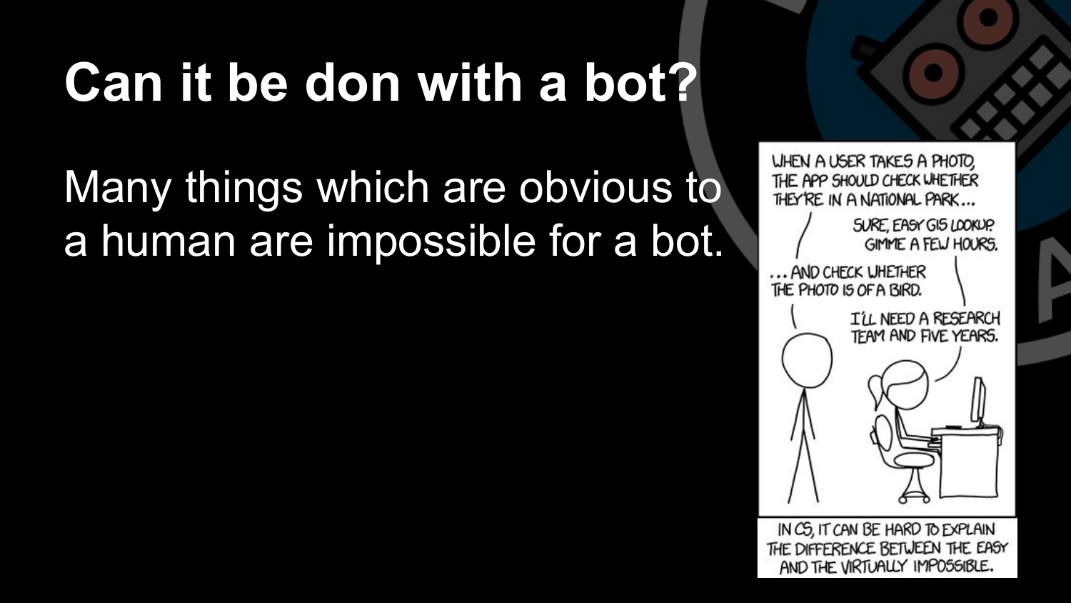# Can it be don with a bot?

Many things which are obvious to a human are impossible for a bot.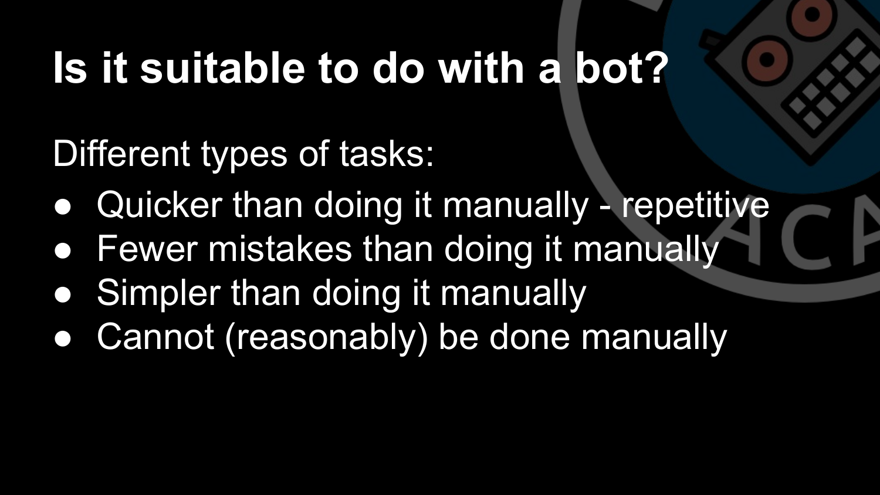# Is it suitable to do with a bot?

Different types of tasks:

- Quicker than doing it manually - repetitive
- Fewer mistakes than doing it manually
- Simpler than doing it manually
- Cannot (reasonably) be done manually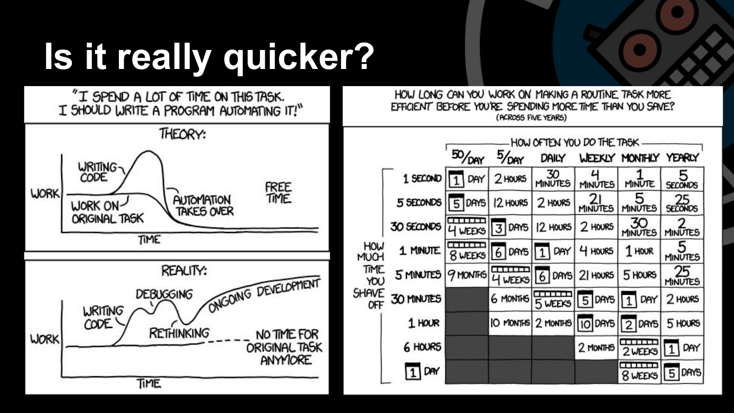# Is it really quicker?

"I SPEND A LOT OF TIME ON THIS TASK. I SHOULD WRITE A PROGRAM AUTOMATING IT!"

**THEORY:**

WORK — WRITING CODE — WORK ON ORIGINAL TASK — AUTOMATION TAKES OVER — FREE TIME — TIME

**REALITY:**

WORK — WRITING CODE — DEBUGGING — RETHINKING — ONGOING DEVELOPMENT — NO TIME FOR ORIGINAL TASK ANYMORE — TIME

**HOW LONG CAN YOU WORK ON MAKING A ROUTINE TASK MORE EFFICIENT BEFORE YOU'RE SPENDING MORE TIME THAN YOU SAVE?**
(ACROSS FIVE YEARS)

| HOW MUCH TIME YOU SHAVE OFF | HOW OFTEN YOU DO THE TASK | | | | | |
|---|---|---|---|---|---|---|
| | 50/DAY | 5/DAY | DAILY | WEEKLY | MONTHLY | YEARLY |
| 1 SECOND | 1 DAY | 2 HOURS | 30 MINUTES | 4 MINUTES | 1 MINUTE | 5 SECONDS |
| 5 SECONDS | 5 DAYS | 12 HOURS | 2 HOURS | 21 MINUTES | 5 MINUTES | 25 SECONDS |
| 30 SECONDS | 4 WEEKS | 3 DAYS | 12 HOURS | 2 HOURS | 30 MINUTES | 2 MINUTES |
| 1 MINUTE | 8 WEEKS | 6 DAYS | 1 DAY | 4 HOURS | 1 HOUR | 5 MINUTES |
| 5 MINUTES | 9 MONTHS | 4 WEEKS | 6 DAYS | 21 HOURS | 5 HOURS | 25 MINUTES |
| 30 MINUTES | | 6 MONTHS | 5 WEEKS | 5 DAYS | 1 DAY | 2 HOURS |
| 1 HOUR | | 10 MONTHS | 2 MONTHS | 10 DAYS | 2 DAYS | 5 HOURS |
| 6 HOURS | | | | 2 MONTHS | 2 WEEKS | 1 DAY |
| 1 DAY | | | | | 8 WEEKS | 5 DAYS |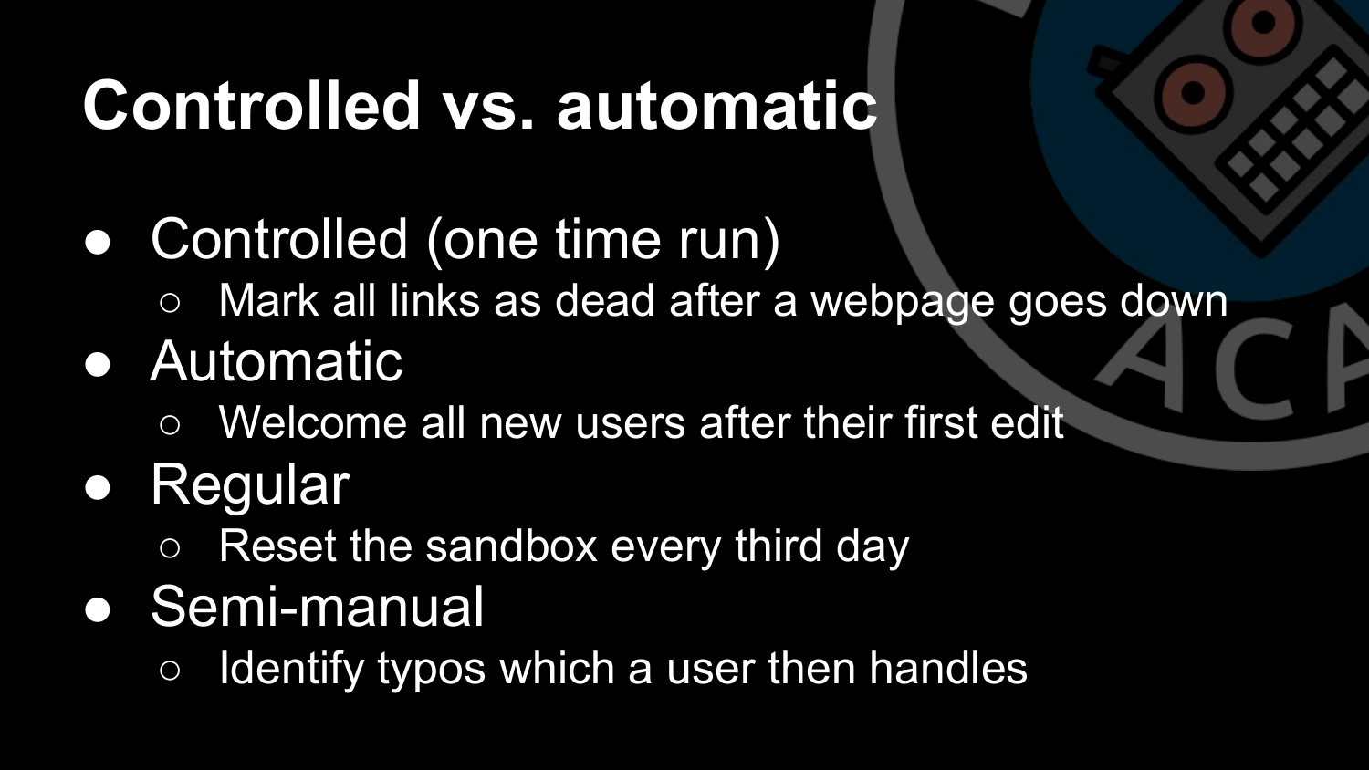# Controlled vs. automatic

- Controlled (one time run)
  - Mark all links as dead after a webpage goes down
- Automatic
  - Welcome all new users after their first edit
- Regular
  - Reset the sandbox every third day
- Semi-manual
  - Identify typos which a user then handles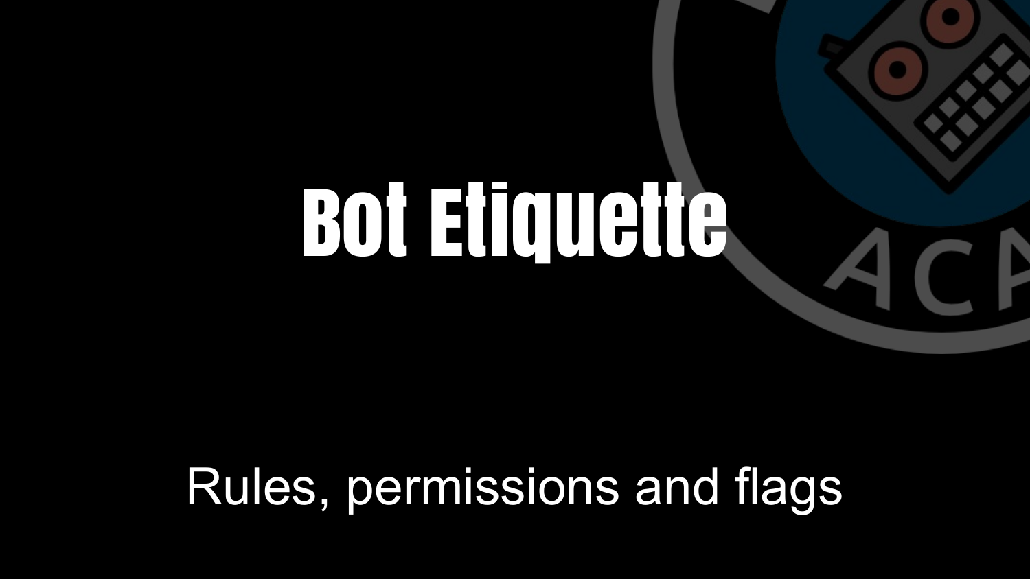# Bot Etiquette

Rules, permissions and flags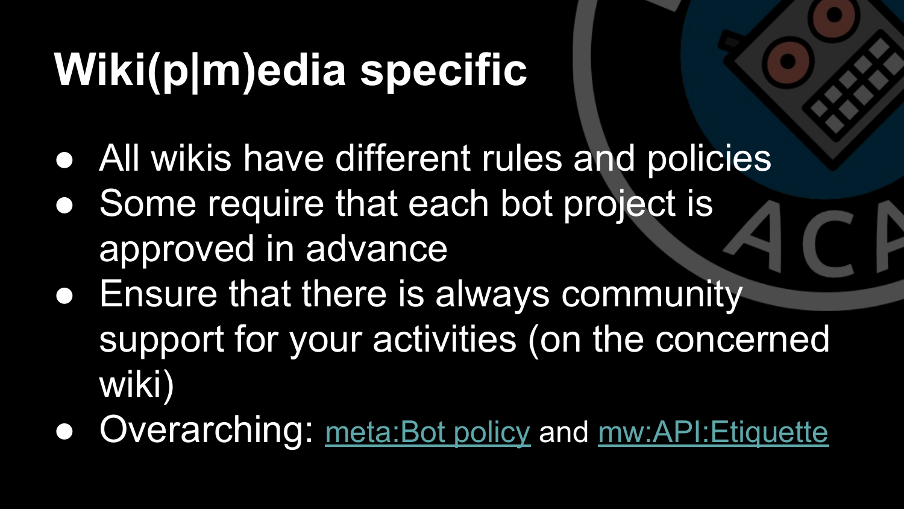# Wiki(p|m)edia specific

- All wikis have different rules and policies
- Some require that each bot project is approved in advance
- Ensure that there is always community support for your activities (on the concerned wiki)
- Overarching: meta:Bot policy and mw:API:Etiquette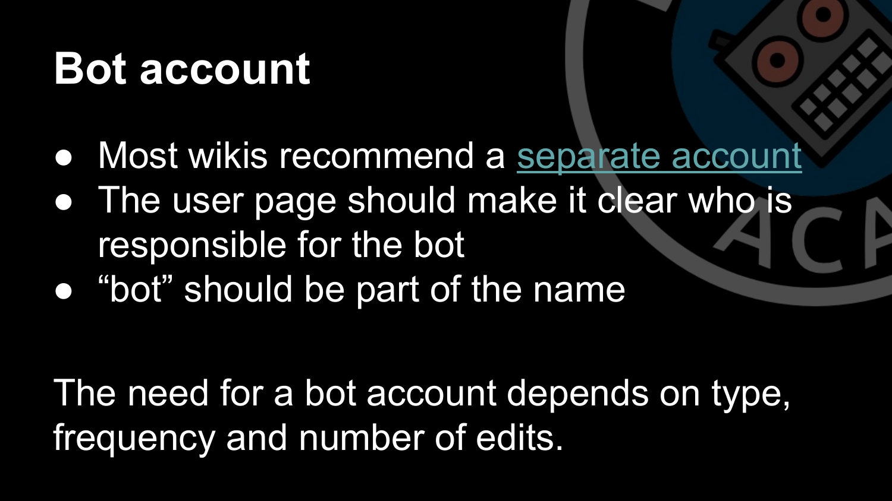# Bot account

- Most wikis recommend a separate account
- The user page should make it clear who is responsible for the bot
- “bot” should be part of the name

The need for a bot account depends on type, frequency and number of edits.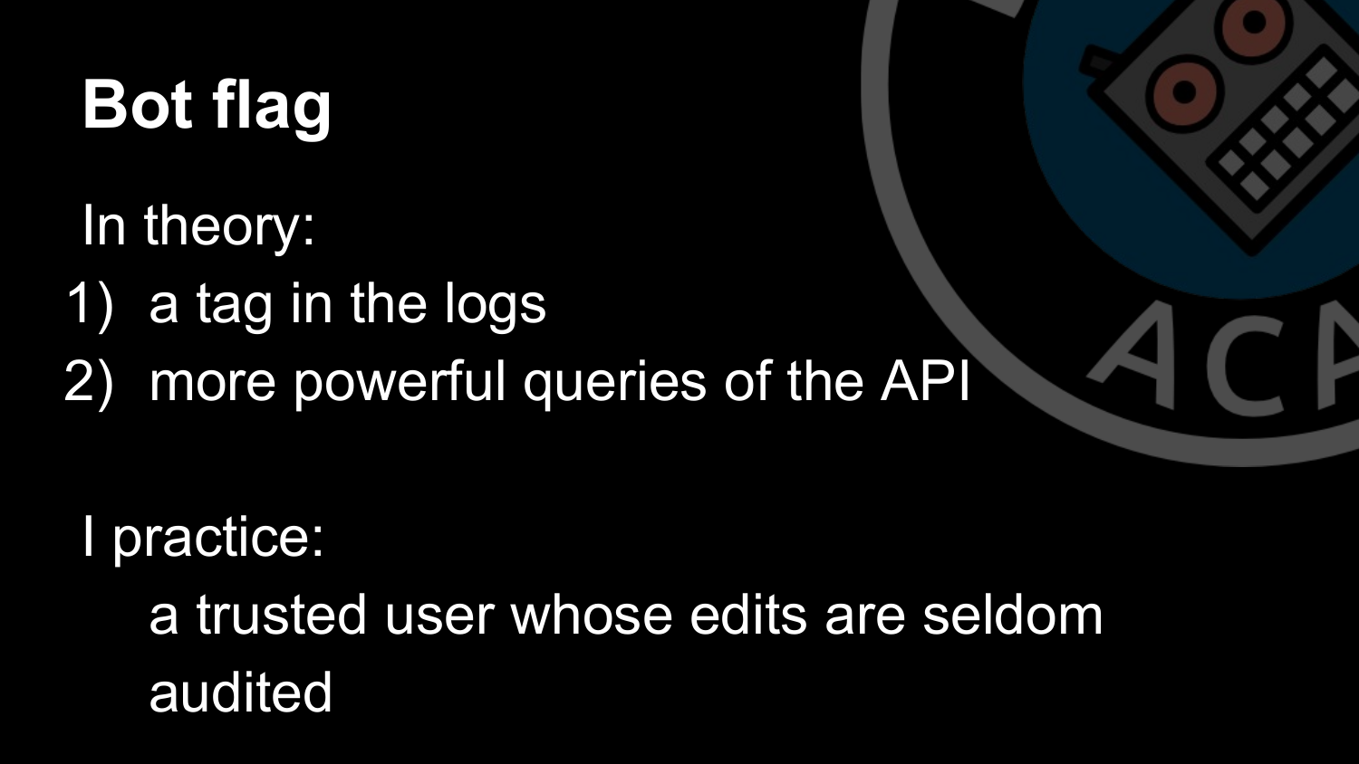# Bot flag

In theory:

1) a tag in the logs
2) more powerful queries of the API

I practice:

a trusted user whose edits are seldom audited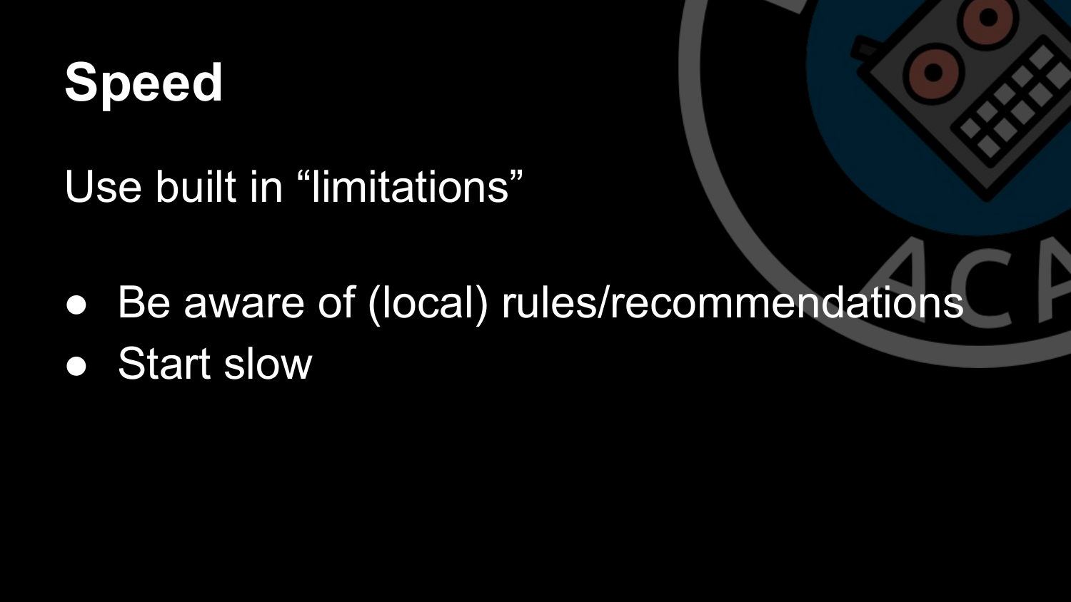# Speed

Use built in “limitations”

- Be aware of (local) rules/recommendations
- Start slow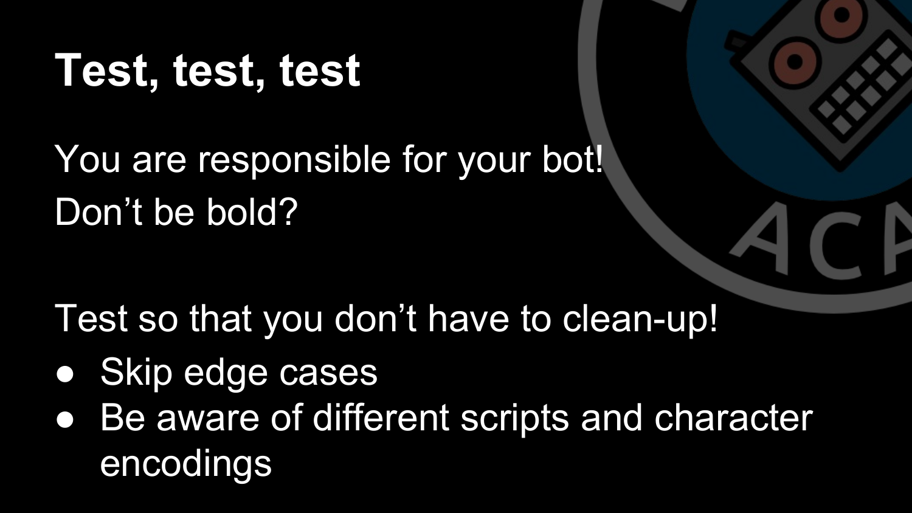# Test, test, test

You are responsible for your bot!

Don't be bold?

Test so that you don't have to clean-up!

- Skip edge cases
- Be aware of different scripts and character encodings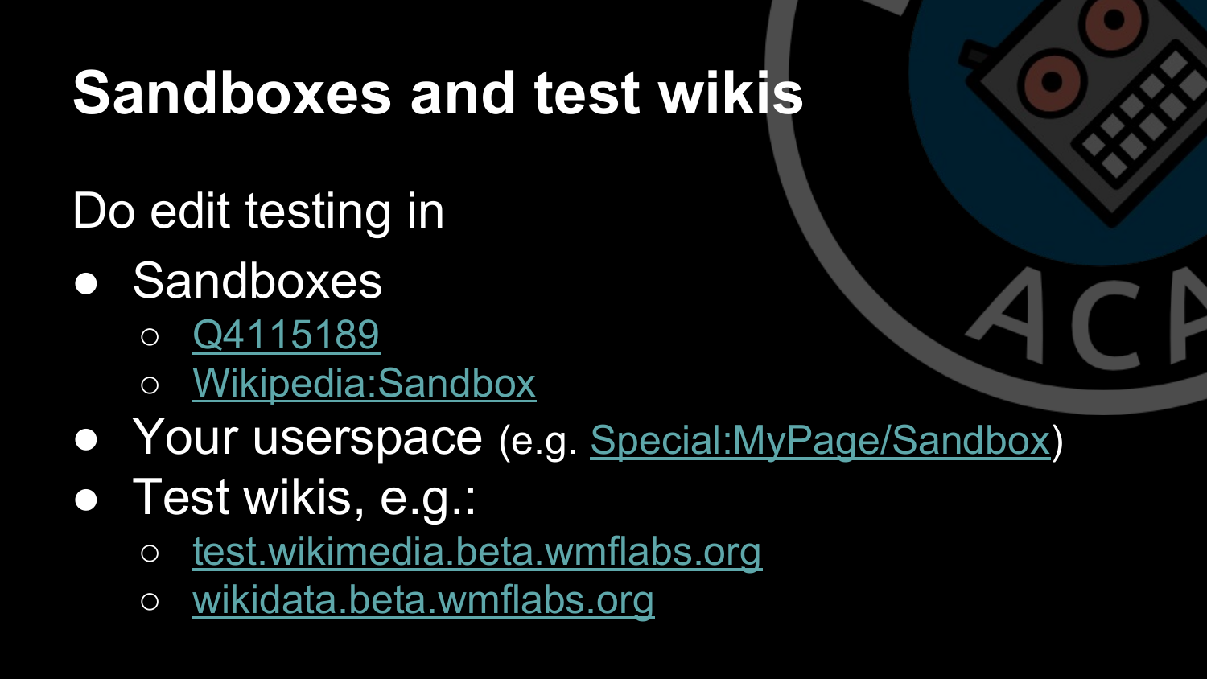# Sandboxes and test wikis

Do edit testing in

- Sandboxes
  - Q4115189
  - Wikipedia:Sandbox
- Your userspace (e.g. Special:MyPage/Sandbox)
- Test wikis, e.g.:
  - test.wikimedia.beta.wmflabs.org
  - wikidata.beta.wmflabs.org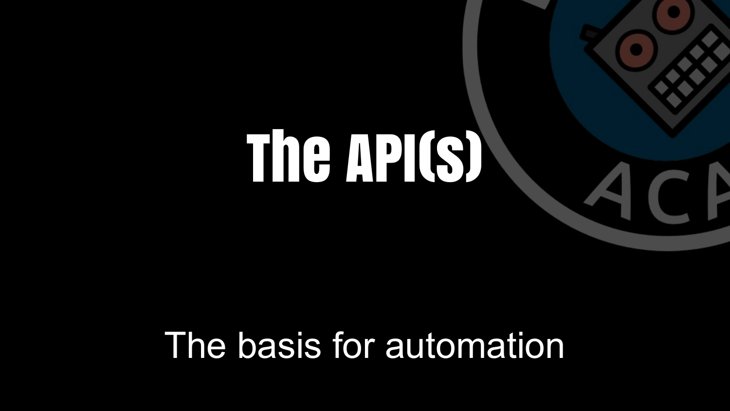# The API(s)

The basis for automation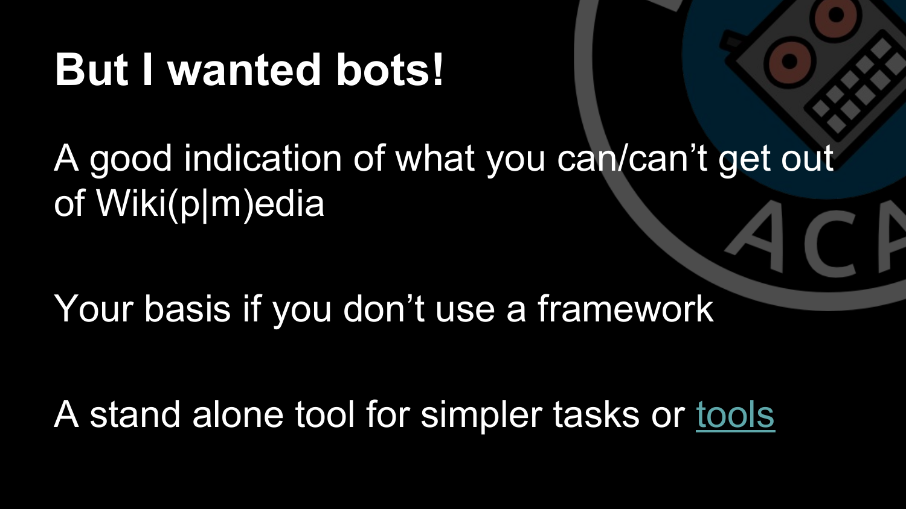# But I wanted bots!

A good indication of what you can/can't get out of Wiki(p|m)edia

Your basis if you don't use a framework

A stand alone tool for simpler tasks or tools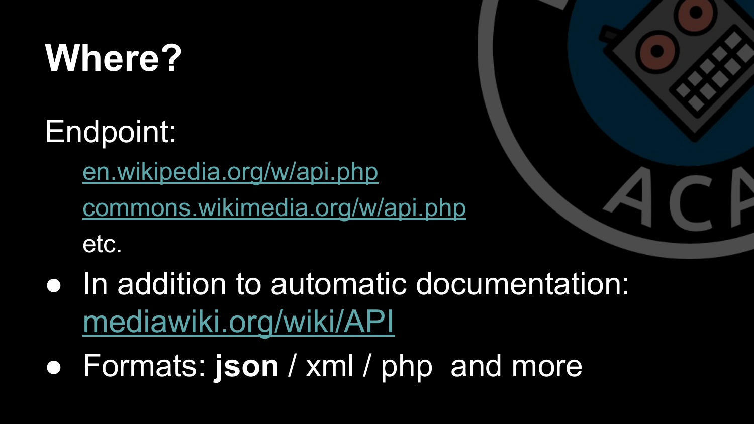# Where?

Endpoint:

- en.wikipedia.org/w/api.php
- commons.wikimedia.org/w/api.php
- etc.

- In addition to automatic documentation: mediawiki.org/wiki/API
- Formats: **json** / xml / php  and more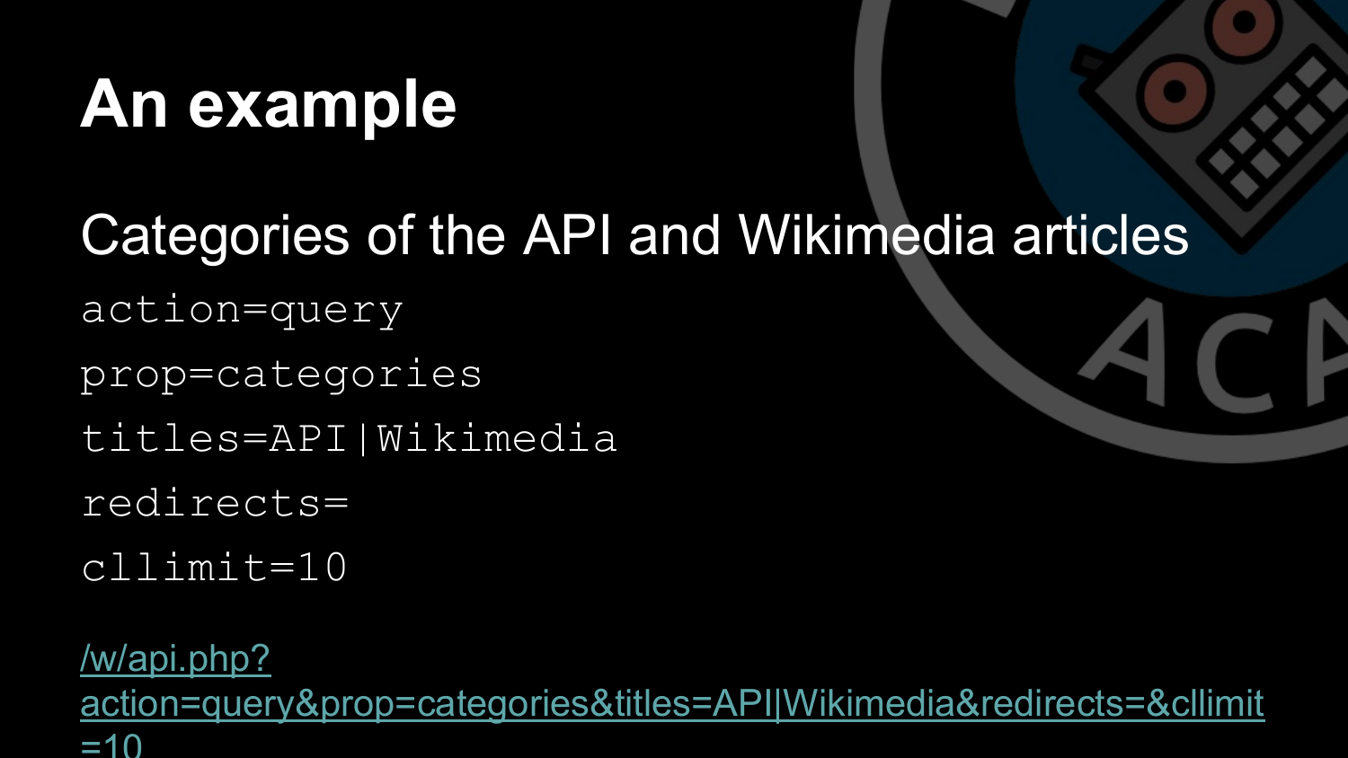# An example

Categories of the API and Wikimedia articles

```
action=query
prop=categories
titles=API|Wikimedia
redirects=
cllimit=10
```

/w/api.php?action=query&prop=categories&titles=API|Wikimedia&redirects=&cllimit=10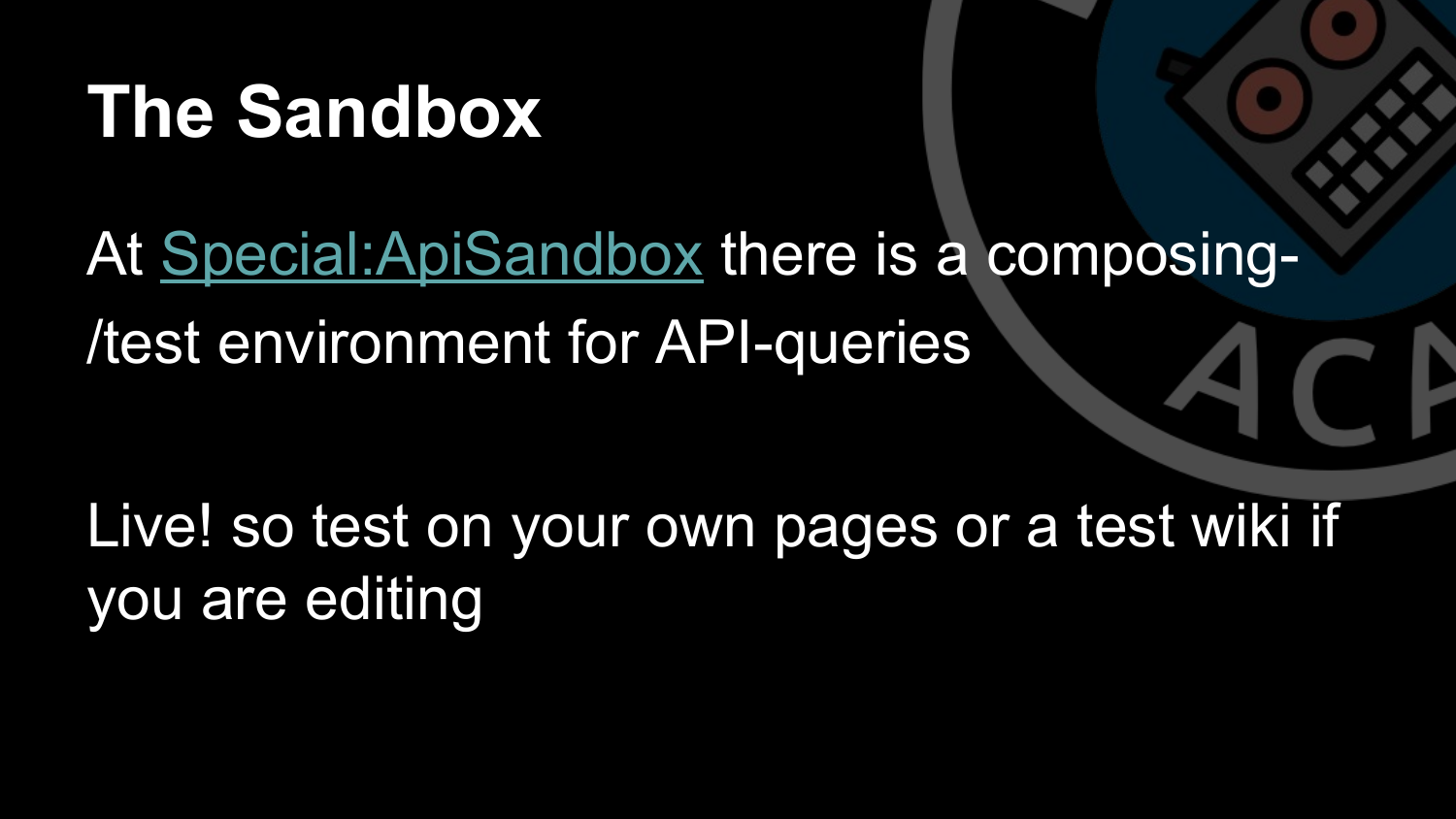# The Sandbox

At Special:ApiSandbox there is a composing-/test environment for API-queries

Live! so test on your own pages or a test wiki if you are editing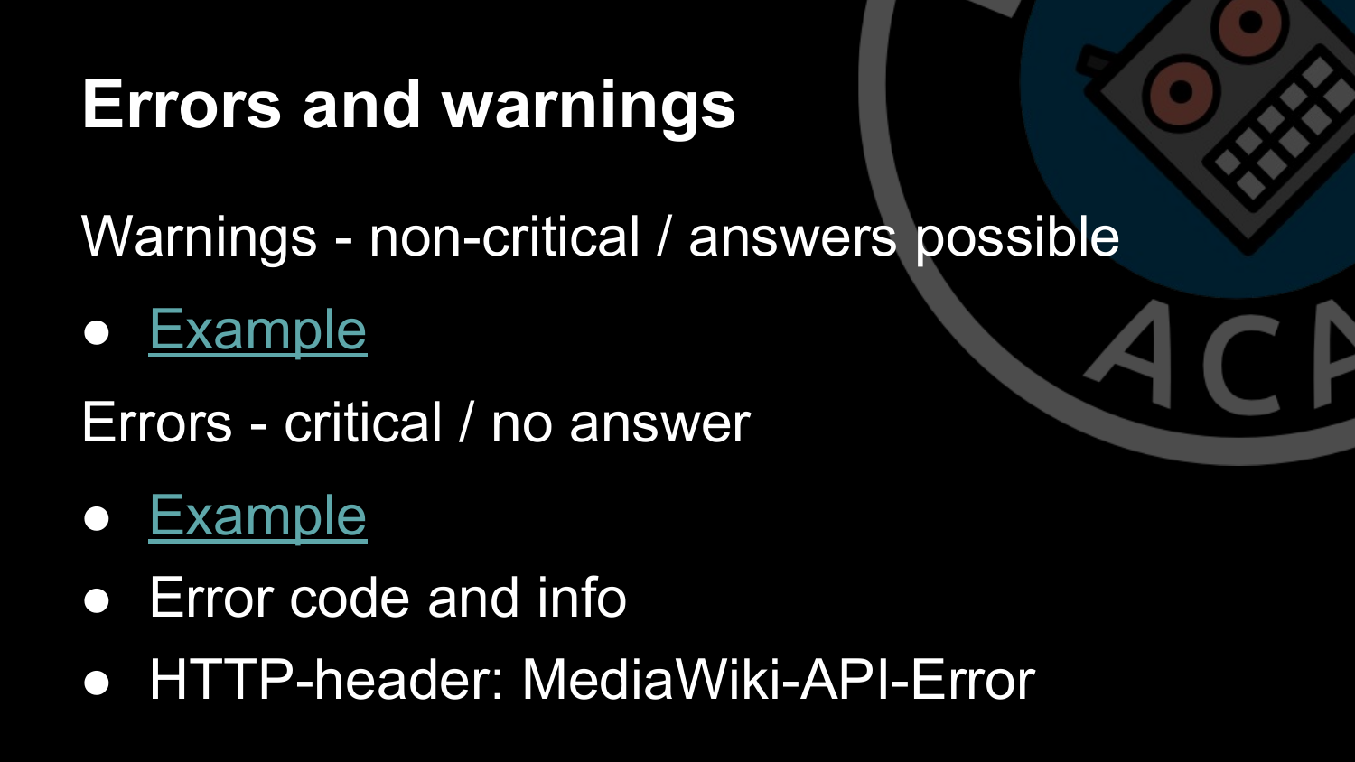# Errors and warnings

Warnings - non-critical / answers possible

- Example

Errors - critical / no answer

- Example
- Error code and info
- HTTP-header: MediaWiki-API-Error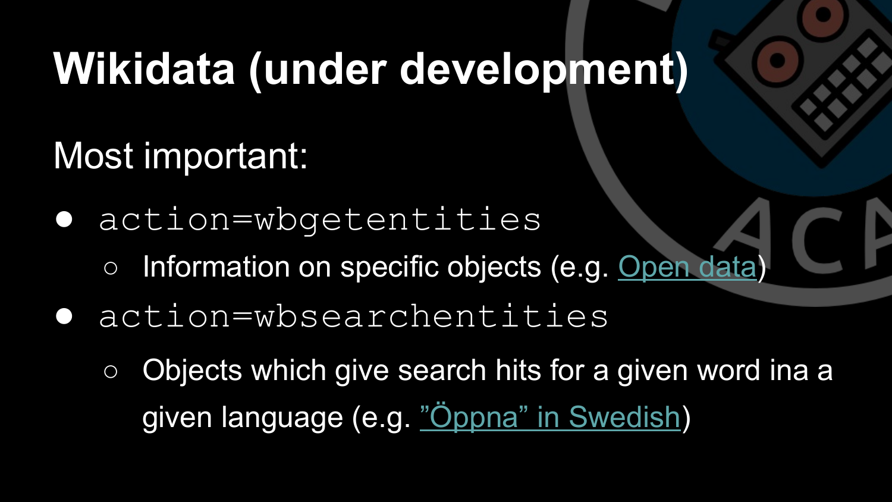# Wikidata (under development)

Most important:

- `action=wbgetentities`
  - Information on specific objects (e.g. Open data)
- `action=wbsearchentities`
  - Objects which give search hits for a given word ina a given language (e.g. ”Öppna” in Swedish)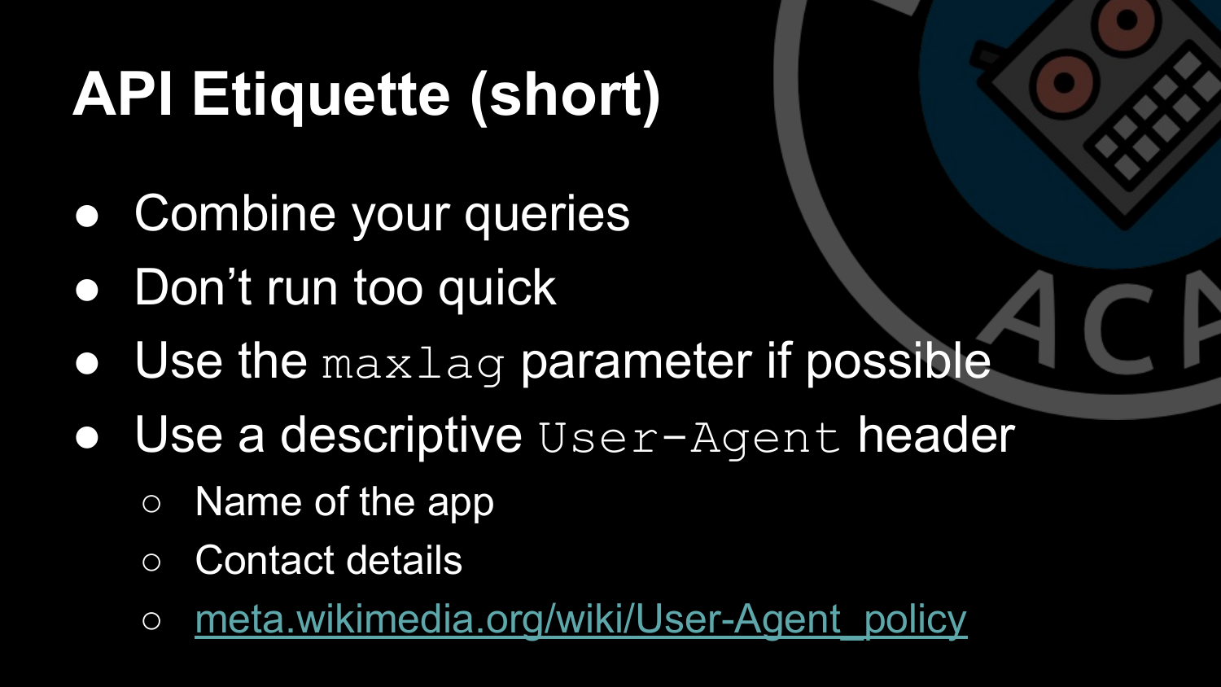# API Etiquette (short)

- Combine your queries
- Don't run too quick
- Use the `maxlag` parameter if possible
- Use a descriptive `User-Agent` header
  - Name of the app
  - Contact details
  - [meta.wikimedia.org/wiki/User-Agent_policy](https://meta.wikimedia.org/wiki/User-Agent_policy)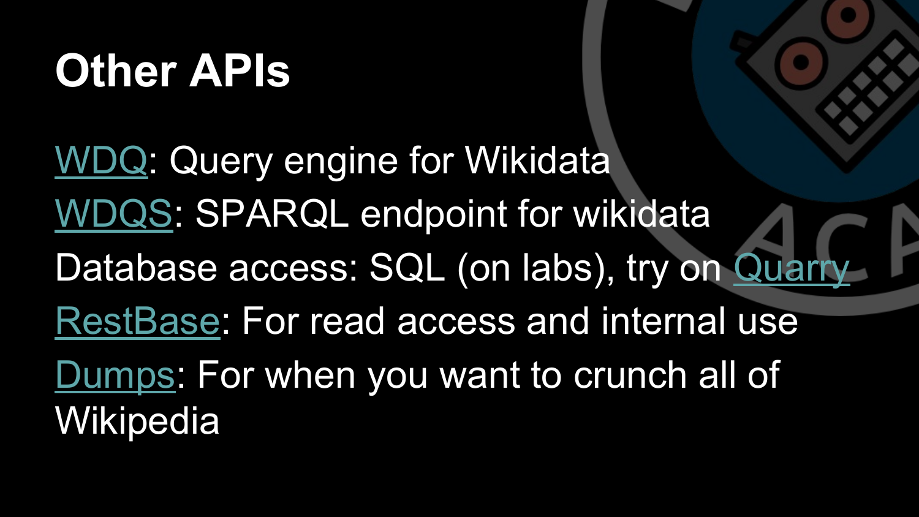# Other APIs

WDQ: Query engine for Wikidata

WDQS: SPARQL endpoint for wikidata

Database access: SQL (on labs), try on Quarry

RestBase: For read access and internal use

Dumps: For when you want to crunch all of Wikipedia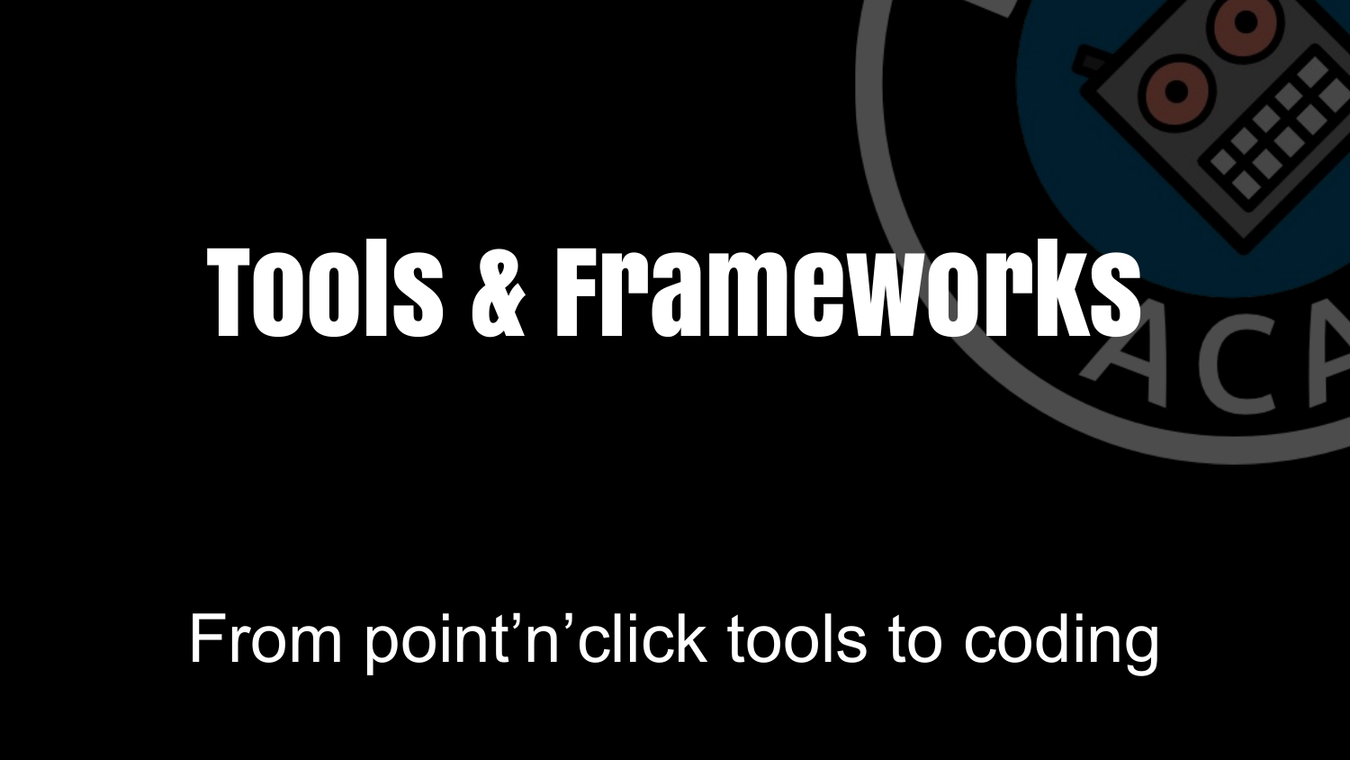# Tools & Frameworks

From point'n'click tools to coding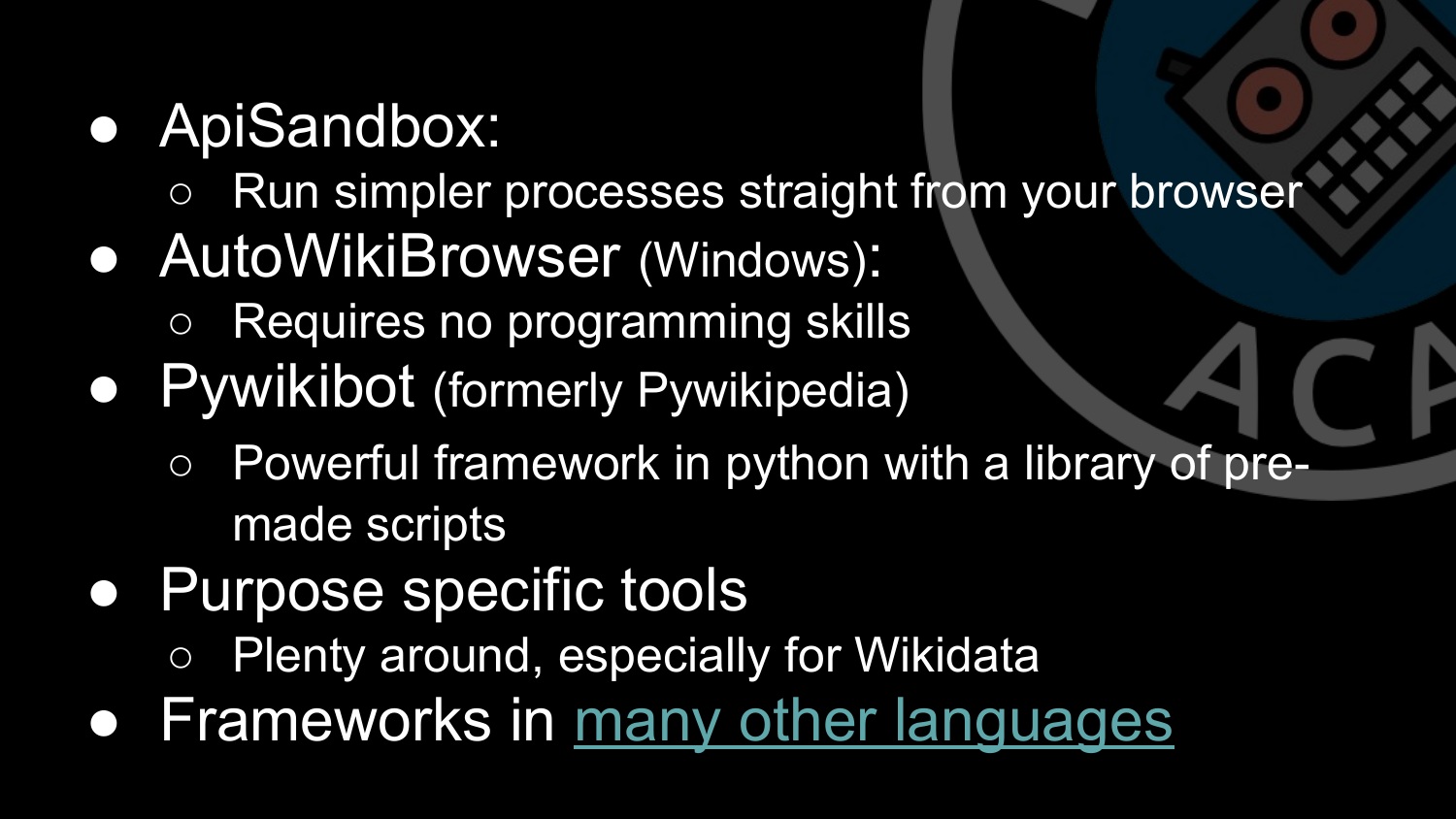- ApiSandbox:
  - Run simpler processes straight from your browser
- AutoWikiBrowser (Windows):
  - Requires no programming skills
- Pywikibot (formerly Pywikipedia)
  - Powerful framework in python with a library of pre-made scripts
- Purpose specific tools
  - Plenty around, especially for Wikidata
- Frameworks in many other languages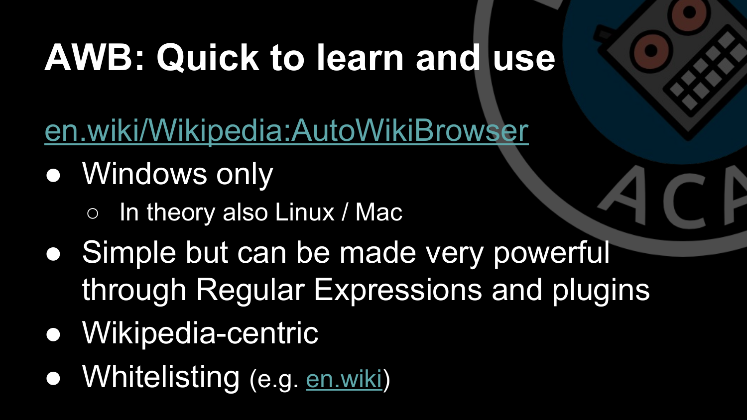# AWB: Quick to learn and use

en.wiki/Wikipedia:AutoWikiBrowser

- Windows only
  - In theory also Linux / Mac
- Simple but can be made very powerful through Regular Expressions and plugins
- Wikipedia-centric
- Whitelisting (e.g. en.wiki)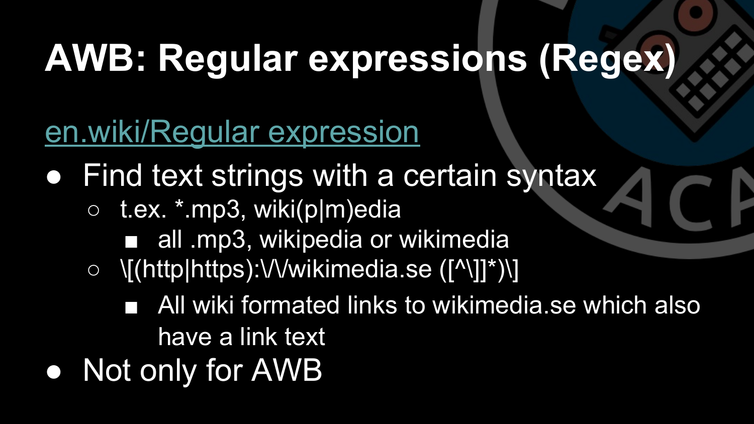# AWB: Regular expressions (Regex)

[en.wiki/Regular expression](https://en.wikipedia.org/wiki/Regular_expression)

- Find text strings with a certain syntax
  - t.ex. *.mp3, wiki(p|m)edia
    - all .mp3, wikipedia or wikimedia
  - \[(http|https):\/\/wikimedia.se ([^\]]*)\]
    - All wiki formated links to wikimedia.se which also have a link text
- Not only for AWB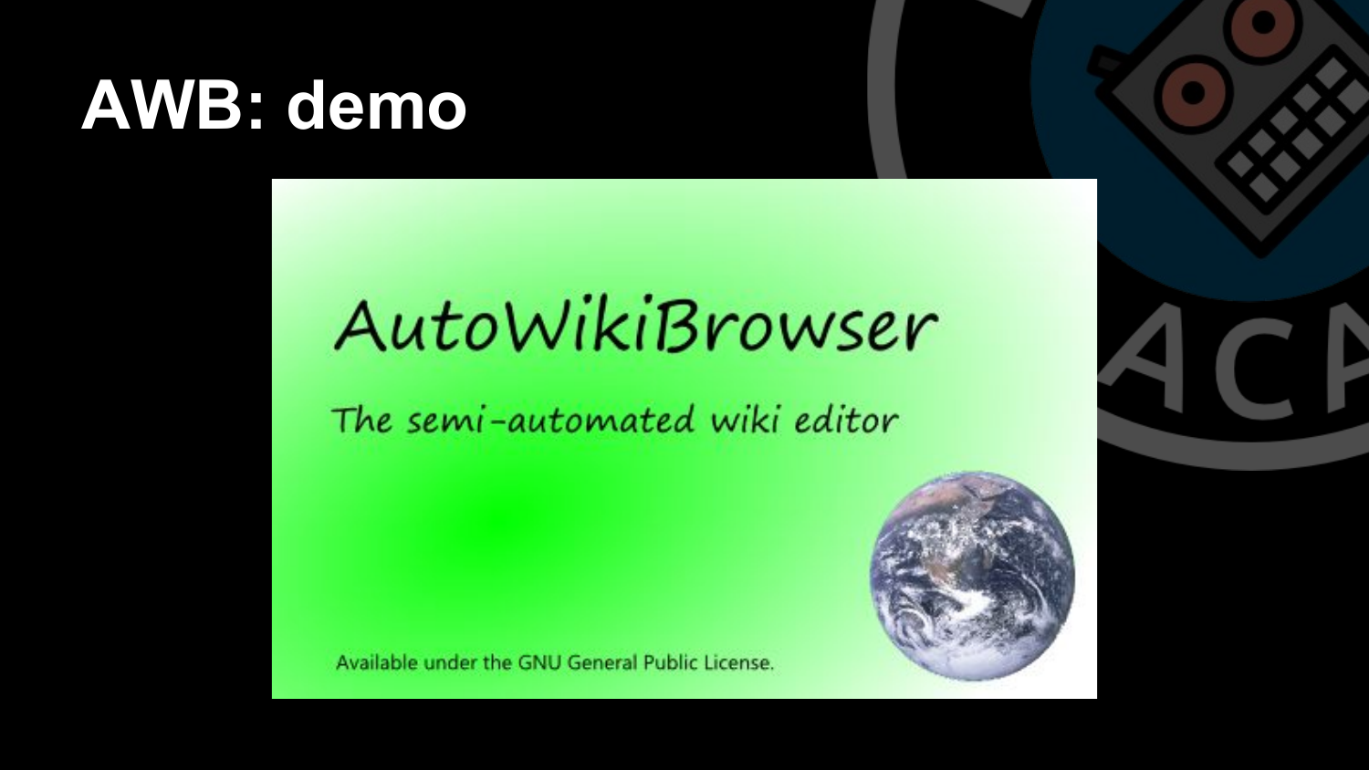# AWB: demo

AutoWikiBrowser

The semi-automated wiki editor

Available under the GNU General Public License.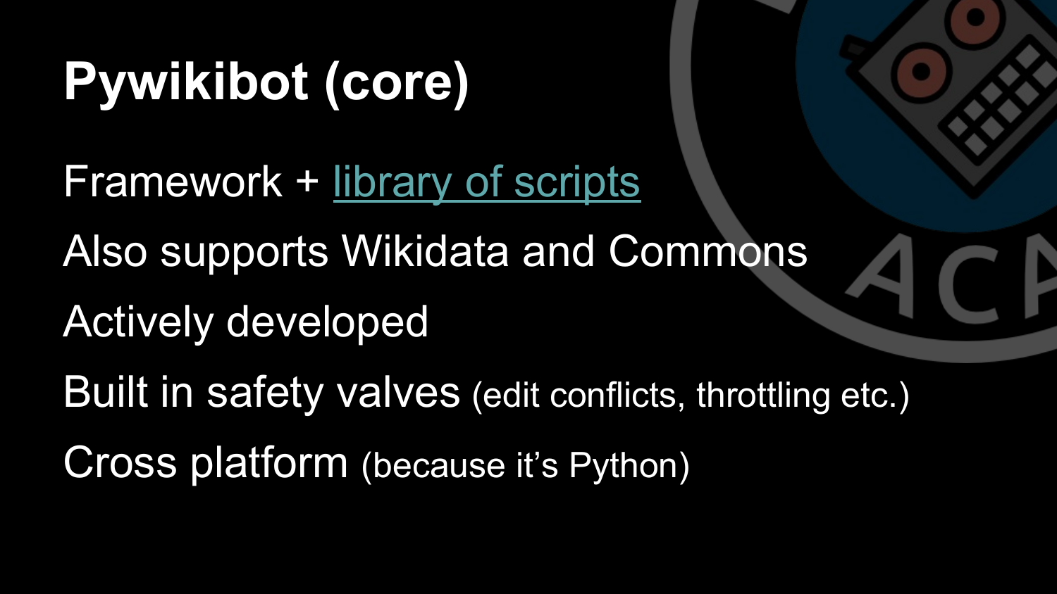# Pywikibot (core)

Framework + library of scripts

Also supports Wikidata and Commons

Actively developed

Built in safety valves (edit conflicts, throttling etc.)

Cross platform (because it's Python)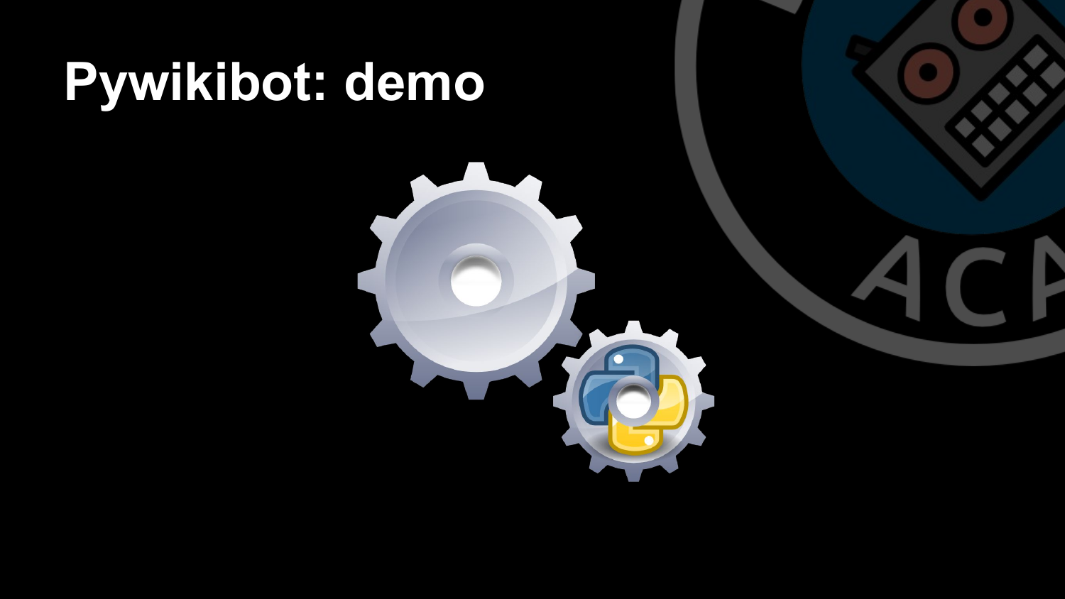# Pywikibot: demo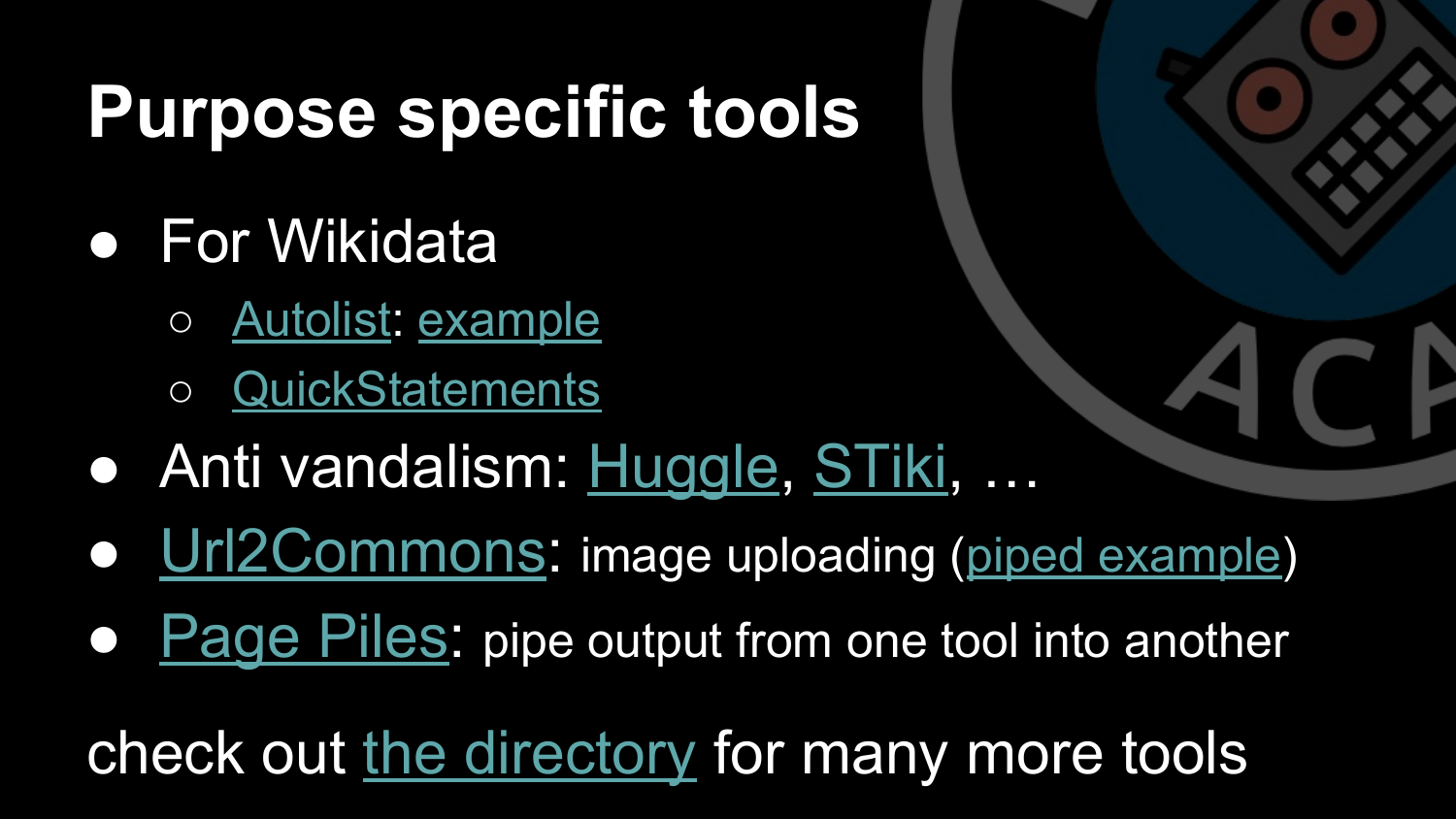# Purpose specific tools

- For Wikidata
  - Autolist: example
  - QuickStatements
- Anti vandalism: Huggle, STiki, …
- Url2Commons: image uploading (piped example)
- Page Piles: pipe output from one tool into another

check out the directory for many more tools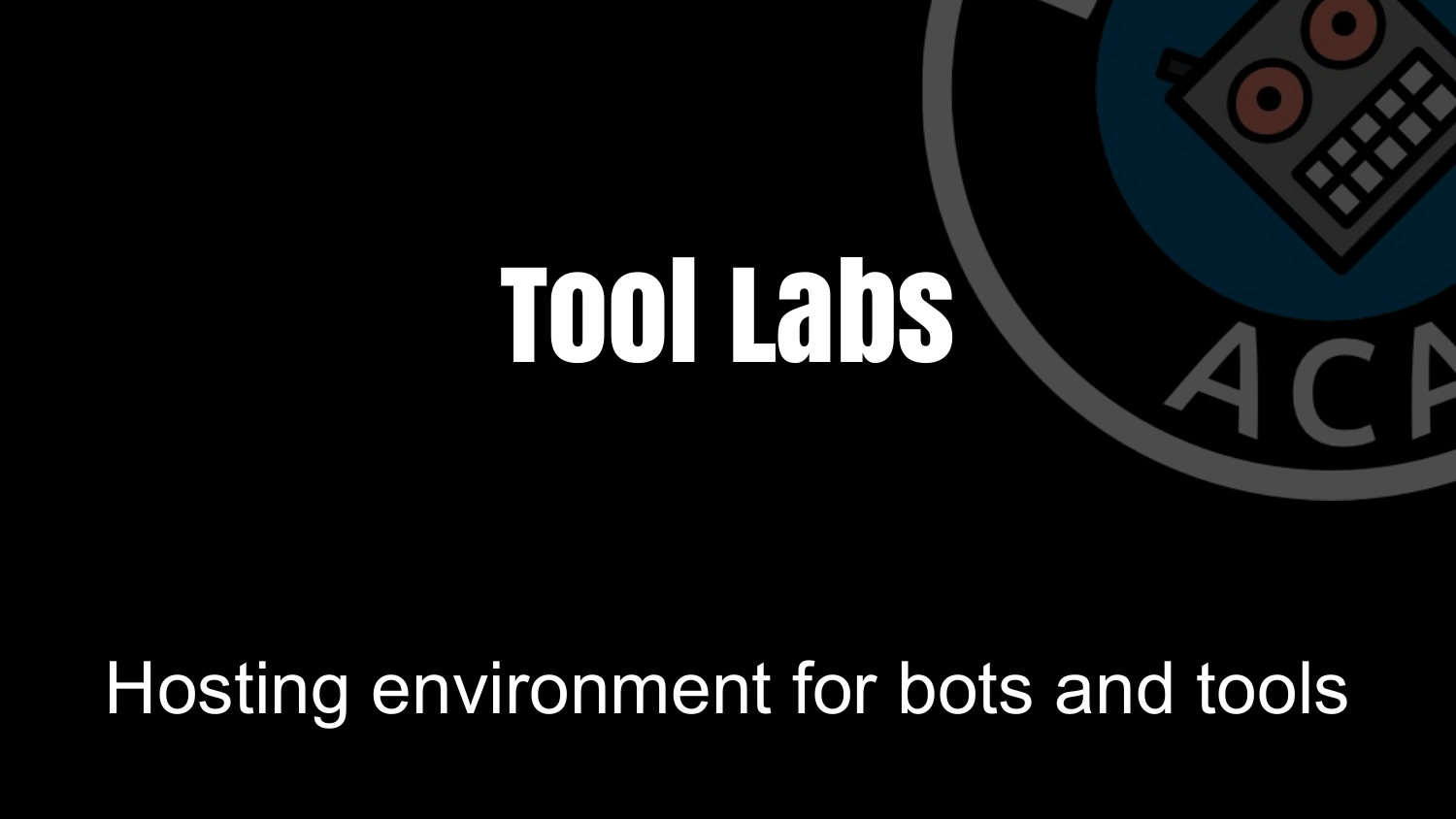# Tool Labs

Hosting environment for bots and tools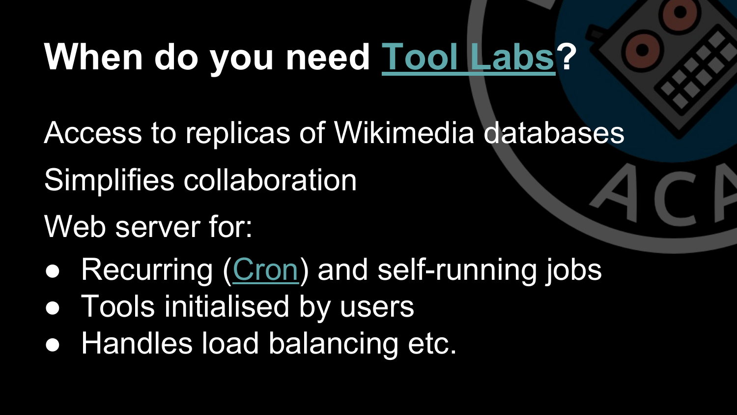# When do you need Tool Labs?

Access to replicas of Wikimedia databases

Simplifies collaboration

Web server for:

- Recurring (Cron) and self-running jobs
- Tools initialised by users
- Handles load balancing etc.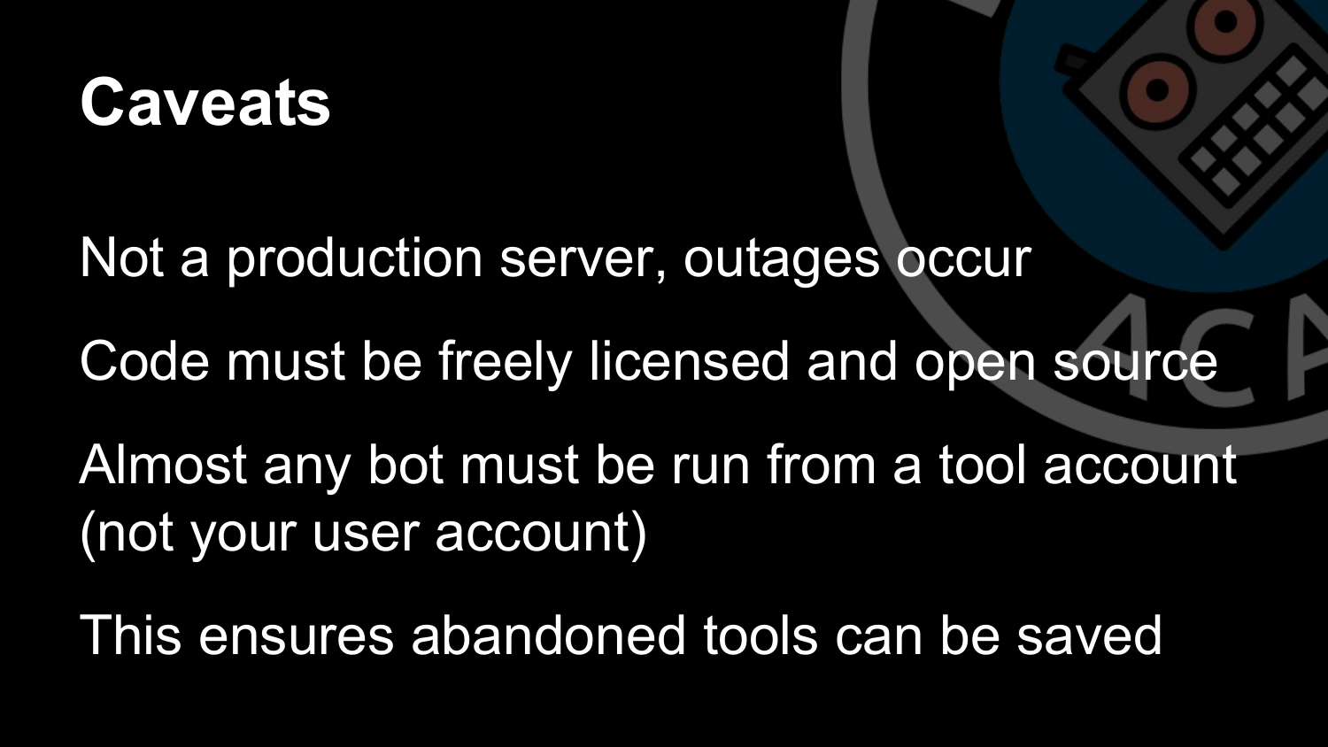# Caveats

Not a production server, outages occur

Code must be freely licensed and open source

Almost any bot must be run from a tool account (not your user account)

This ensures abandoned tools can be saved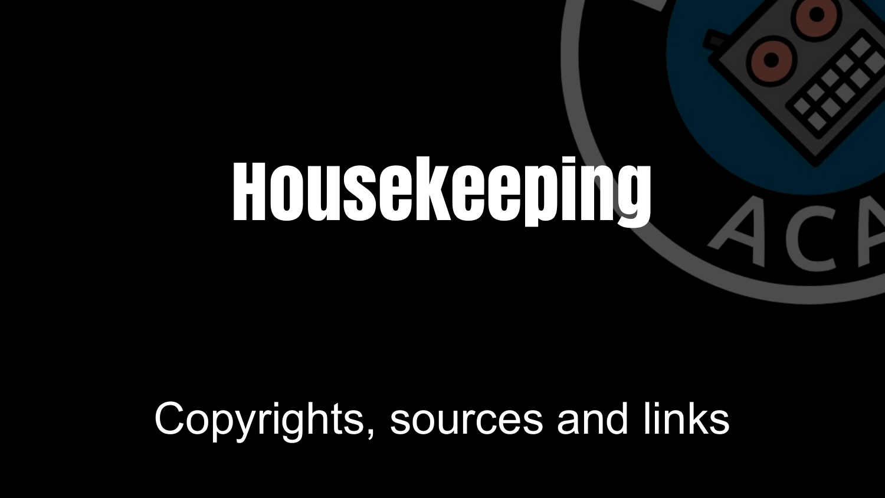# Housekeeping

Copyrights, sources and links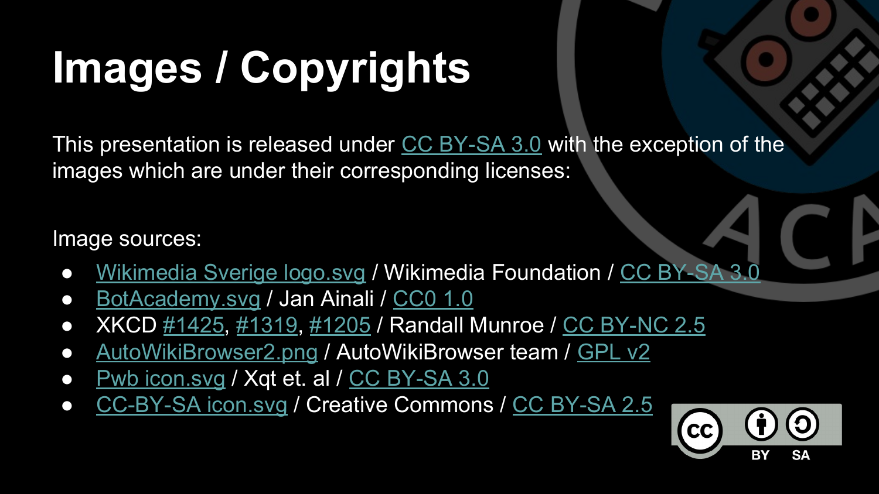# Images / Copyrights

This presentation is released under CC BY-SA 3.0 with the exception of the images which are under their corresponding licenses:

Image sources:

- Wikimedia Sverige logo.svg / Wikimedia Foundation / CC BY-SA 3.0
- BotAcademy.svg / Jan Ainali / CC0 1.0
- XKCD #1425, #1319, #1205 / Randall Munroe / CC BY-NC 2.5
- AutoWikiBrowser2.png / AutoWikiBrowser team / GPL v2
- Pwb icon.svg / Xqt et. al / CC BY-SA 3.0
- CC-BY-SA icon.svg / Creative Commons / CC BY-SA 2.5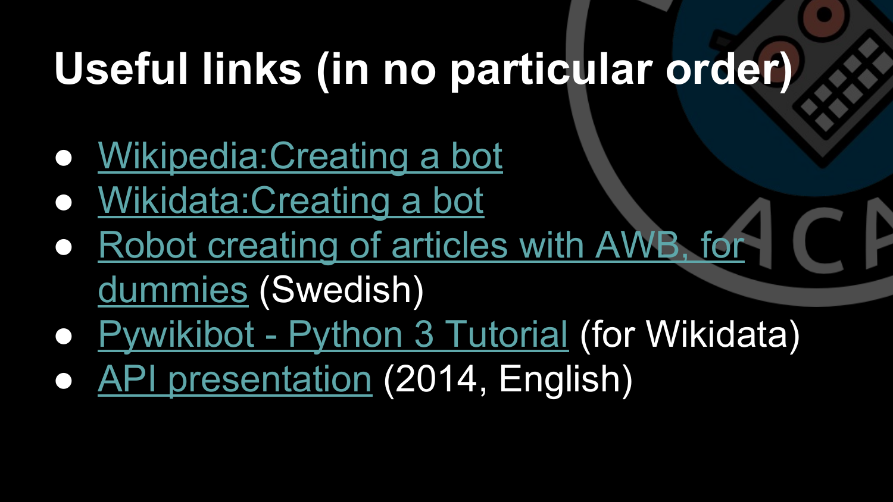# Useful links (in no particular order)

- Wikipedia:Creating a bot
- Wikidata:Creating a bot
- Robot creating of articles with AWB, for dummies (Swedish)
- Pywikibot - Python 3 Tutorial (for Wikidata)
- API presentation (2014, English)